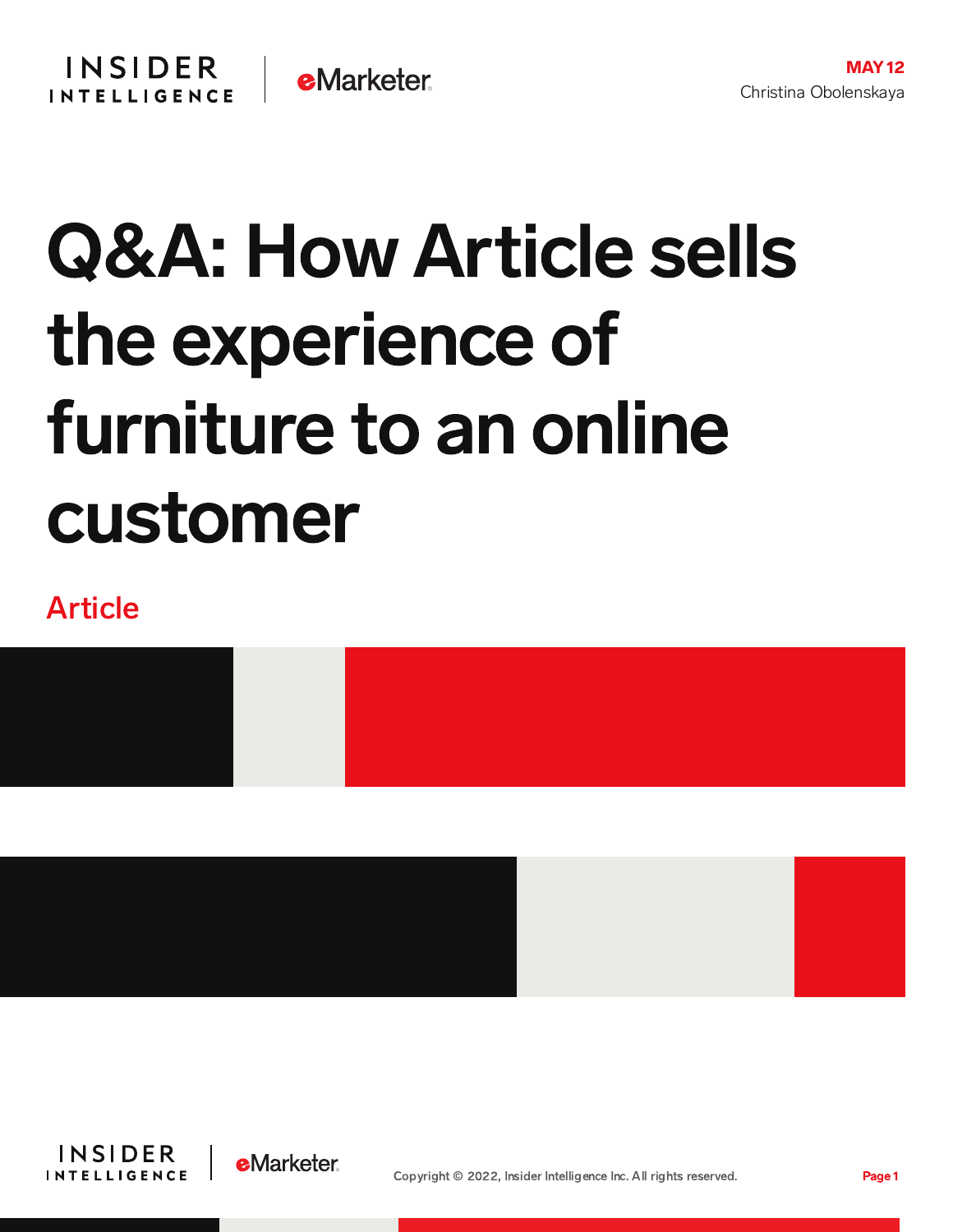MAY 12
Christina Obolenskaya

# Q&A: How Article sells the experience of furniture to an online customer

Article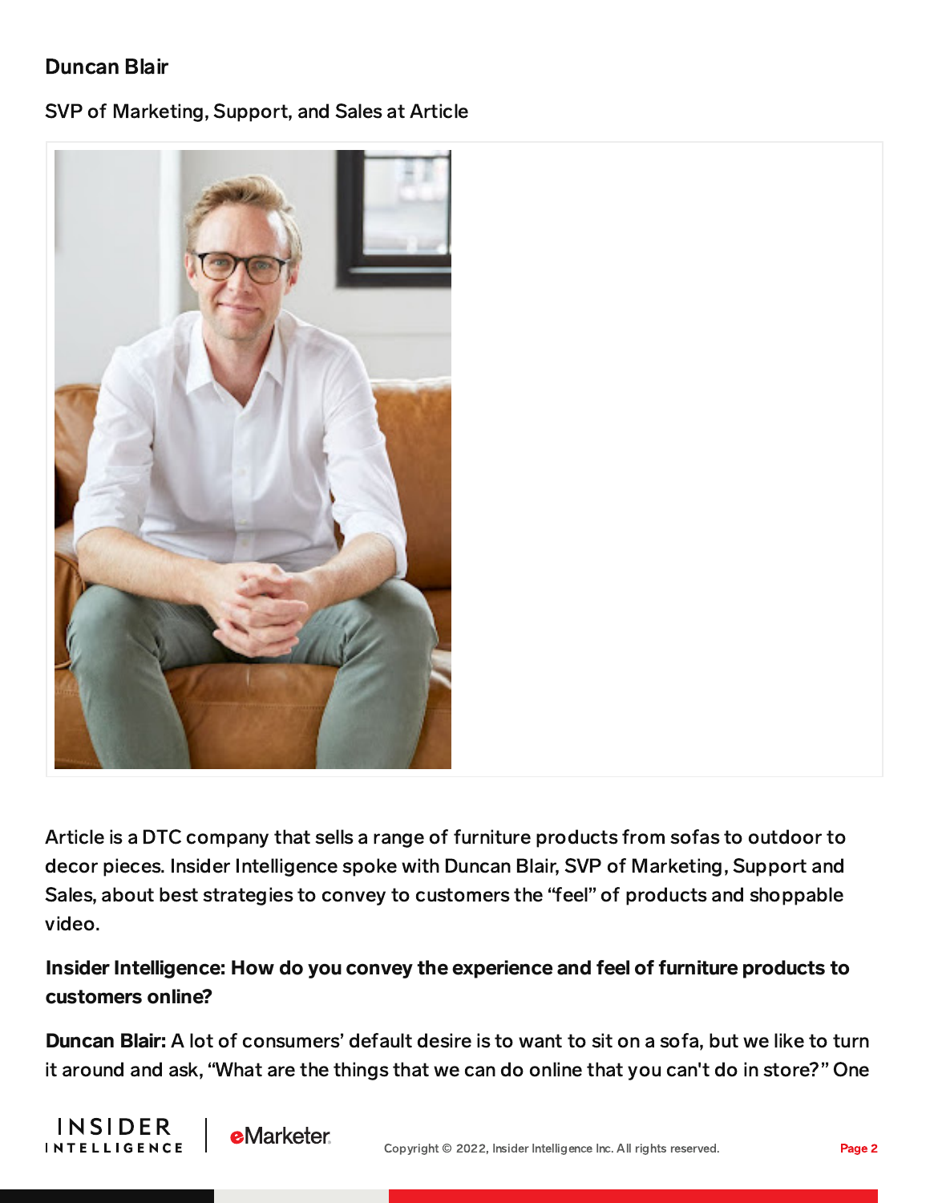**Duncan Blair**

SVP of Marketing, Support, and Sales at Article

Article is a DTC company that sells a range of furniture products from sofas to outdoor to decor pieces. Insider Intelligence spoke with Duncan Blair, SVP of Marketing, Support and Sales, about best strategies to convey to customers the "feel" of products and shoppable video.

**Insider Intelligence: How do you convey the experience and feel of furniture products to customers online?**

**Duncan Blair:** A lot of consumers' default desire is to want to sit on a sofa, but we like to turn it around and ask, "What are the things that we can do online that you can't do in store?" One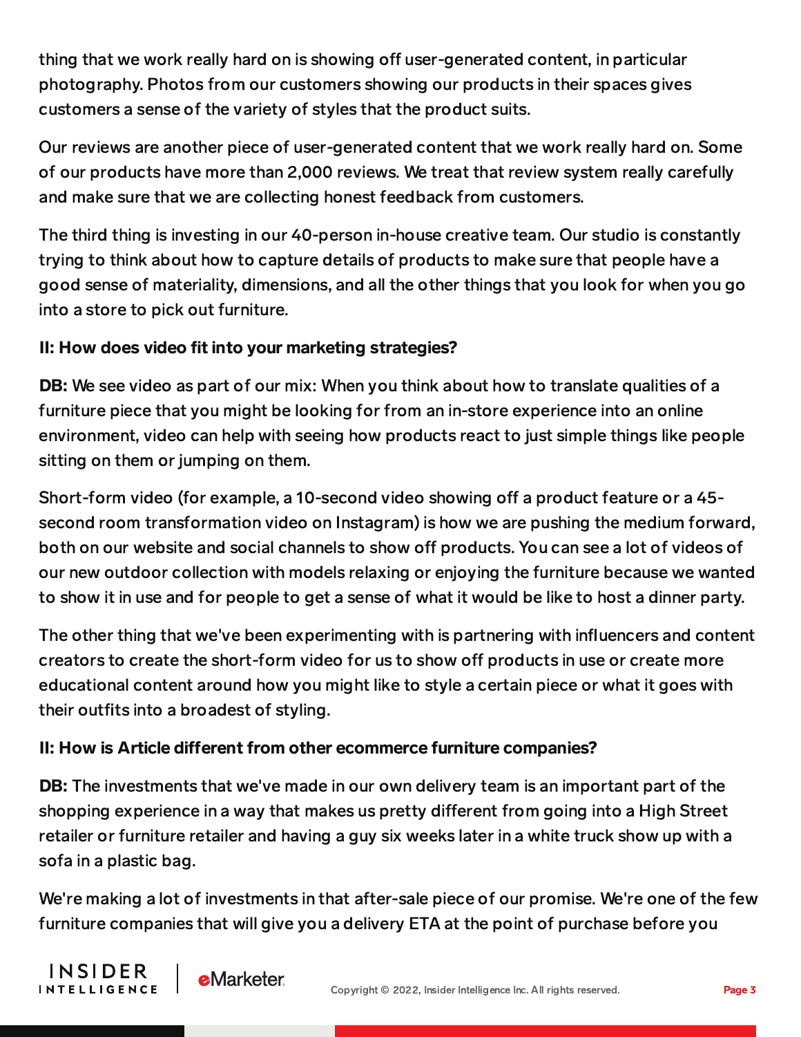thing that we work really hard on is showing off user-generated content, in particular photography. Photos from our customers showing our products in their spaces gives customers a sense of the variety of styles that the product suits.

Our reviews are another piece of user-generated content that we work really hard on. Some of our products have more than 2,000 reviews. We treat that review system really carefully and make sure that we are collecting honest feedback from customers.

The third thing is investing in our 40-person in-house creative team. Our studio is constantly trying to think about how to capture details of products to make sure that people have a good sense of materiality, dimensions, and all the other things that you look for when you go into a store to pick out furniture.

**II: How does video fit into your marketing strategies?**

**DB:** We see video as part of our mix: When you think about how to translate qualities of a furniture piece that you might be looking for from an in-store experience into an online environment, video can help with seeing how products react to just simple things like people sitting on them or jumping on them.

Short-form video (for example, a 10-second video showing off a product feature or a 45-second room transformation video on Instagram) is how we are pushing the medium forward, both on our website and social channels to show off products. You can see a lot of videos of our new outdoor collection with models relaxing or enjoying the furniture because we wanted to show it in use and for people to get a sense of what it would be like to host a dinner party.

The other thing that we've been experimenting with is partnering with influencers and content creators to create the short-form video for us to show off products in use or create more educational content around how you might like to style a certain piece or what it goes with their outfits into a broadest of styling.

**II: How is Article different from other ecommerce furniture companies?**

**DB:** The investments that we've made in our own delivery team is an important part of the shopping experience in a way that makes us pretty different from going into a High Street retailer or furniture retailer and having a guy six weeks later in a white truck show up with a sofa in a plastic bag.

We're making a lot of investments in that after-sale piece of our promise. We're one of the few furniture companies that will give you a delivery ETA at the point of purchase before you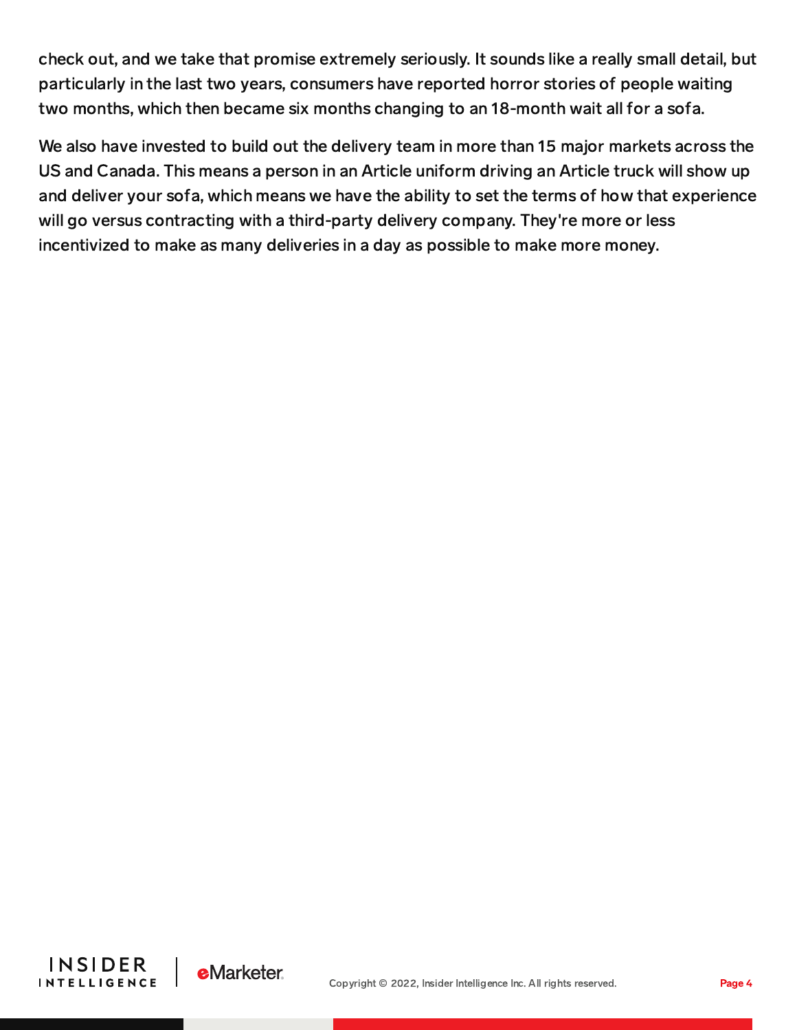check out, and we take that promise extremely seriously. It sounds like a really small detail, but particularly in the last two years, consumers have reported horror stories of people waiting two months, which then became six months changing to an 18-month wait all for a sofa.

We also have invested to build out the delivery team in more than 15 major markets across the US and Canada. This means a person in an Article uniform driving an Article truck will show up and deliver your sofa, which means we have the ability to set the terms of how that experience will go versus contracting with a third-party delivery company. They're more or less incentivized to make as many deliveries in a day as possible to make more money.